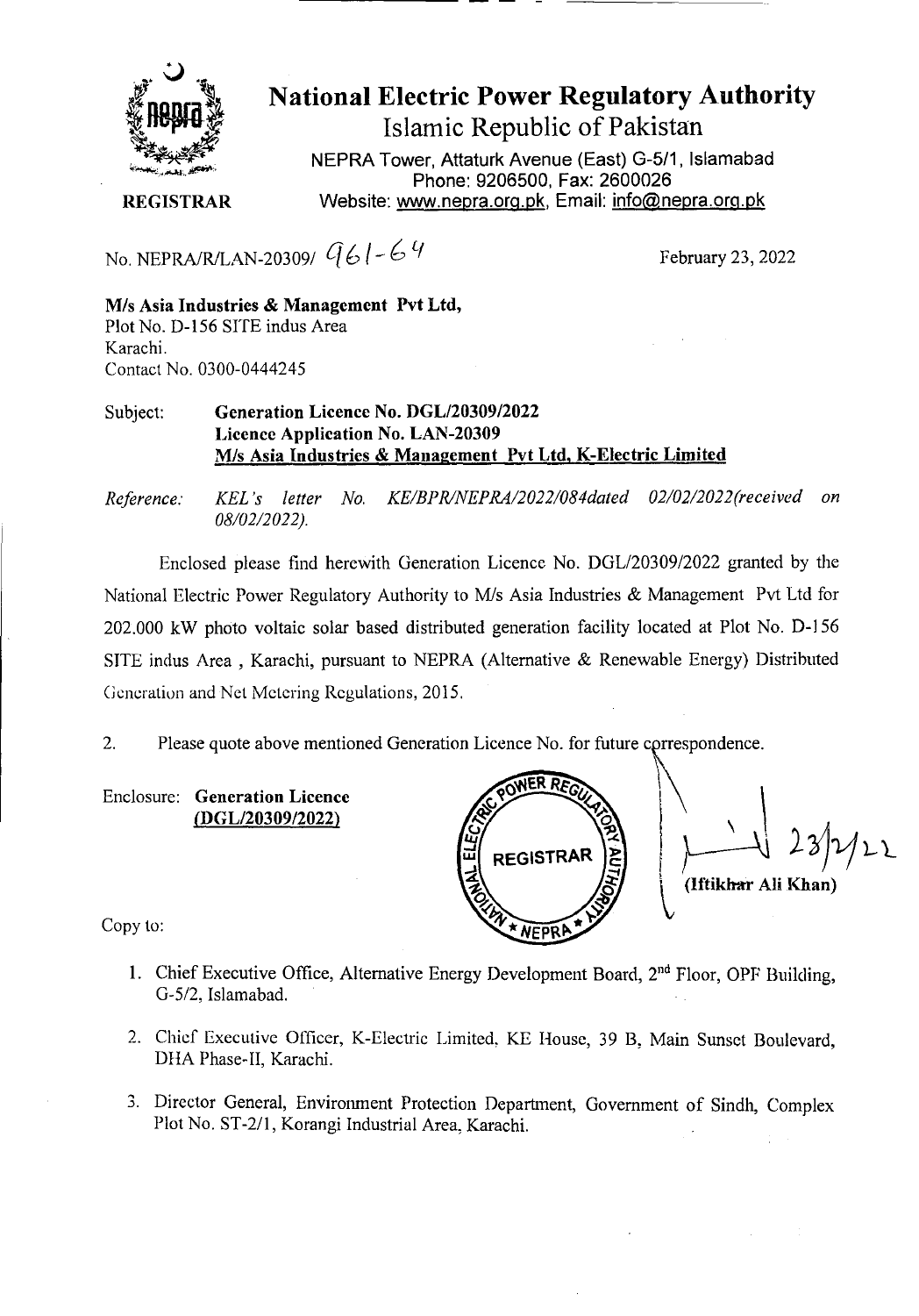# National Electric Power Regulatory Authority

Islamic Republic of Pakistan

NEPRA Tower, Attaturk Avenue (East) G-5/1, Islamabad
Phone: 9206500, Fax: 2600026
Website: www.nepra.org.pk, Email: info@nepra.org.pk

**REGISTRAR**

No. NEPRA/R/LAN-20309/ 961-64

February 23, 2022

**M/s Asia Industries & Management Pvt Ltd,**
Plot No. D-156 SITE indus Area
Karachi.
Contact No. 0300-0444245

Subject: **Generation Licence No. DGL/20309/2022**
**Licence Application No. LAN-20309**
**M/s Asia Industries & Management Pvt Ltd, K-Electric Limited**

*Reference: KEL's letter No. KE/BPR/NEPRA/2022/084dated 02/02/2022(received on 08/02/2022).*

Enclosed please find herewith Generation Licence No. DGL/20309/2022 granted by the National Electric Power Regulatory Authority to M/s Asia Industries & Management Pvt Ltd for 202.000 kW photo voltaic solar based distributed generation facility located at Plot No. D-156 SITE indus Area , Karachi, pursuant to NEPRA (Alternative & Renewable Energy) Distributed Generation and Net Metering Regulations, 2015.

2. Please quote above mentioned Generation Licence No. for future correspondence.

Enclosure: **Generation Licence (DGL/20309/2022)**

23/2/22
(Iftikhar Ali Khan)

Copy to:

1. Chief Executive Office, Alternative Energy Development Board, 2nd Floor, OPF Building, G-5/2, Islamabad.
2. Chief Executive Officer, K-Electric Limited, KE House, 39 B, Main Sunset Boulevard, DHA Phase-II, Karachi.
3. Director General, Environment Protection Department, Government of Sindh, Complex Plot No. ST-2/1, Korangi Industrial Area, Karachi.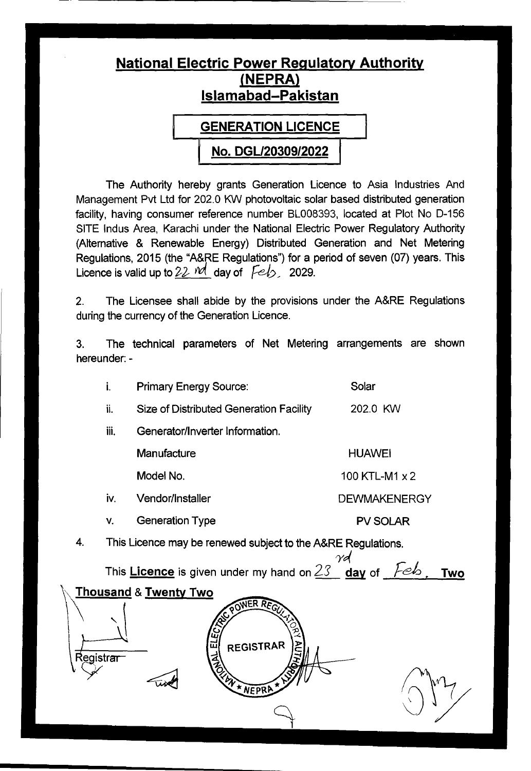# National Electric Power Regulatory Authority (NEPRA) Islamabad–Pakistan

## GENERATION LICENCE

## No. DGL/20309/2022

The Authority hereby grants Generation Licence to Asia Industries And Management Pvt Ltd for 202.0 KW photovoltaic solar based distributed generation facility, having consumer reference number BL008393, located at Plot No D-156 SITE Indus Area, Karachi under the National Electric Power Regulatory Authority (Alternative & Renewable Energy) Distributed Generation and Net Metering Regulations, 2015 (the "A&RE Regulations") for a period of seven (07) years. This Licence is valid up to 22 nd day of Feb, 2029.

2. The Licensee shall abide by the provisions under the A&RE Regulations during the currency of the Generation Licence.

3. The technical parameters of Net Metering arrangements are shown hereunder: -

| | | |
|---|---|---|
| i. | Primary Energy Source: | Solar |
| ii. | Size of Distributed Generation Facility | 202.0 KW |
| iii. | Generator/Inverter Information. | |
| | Manufacture | HUAWEI |
| | Model No. | 100 KTL-M1 x 2 |
| iv. | Vendor/Installer | DEWMAKENERGY |
| v. | Generation Type | PV SOLAR |

4. This Licence may be renewed subject to the A&RE Regulations.

This **Licence** is given under my hand on 23 rd **day** of Feb, **Two Thousand** & **Twenty Two**

Registrar

REGISTRAR
NATIONAL ELECTRIC POWER REGULATORY AUTHORITY
NEPRA